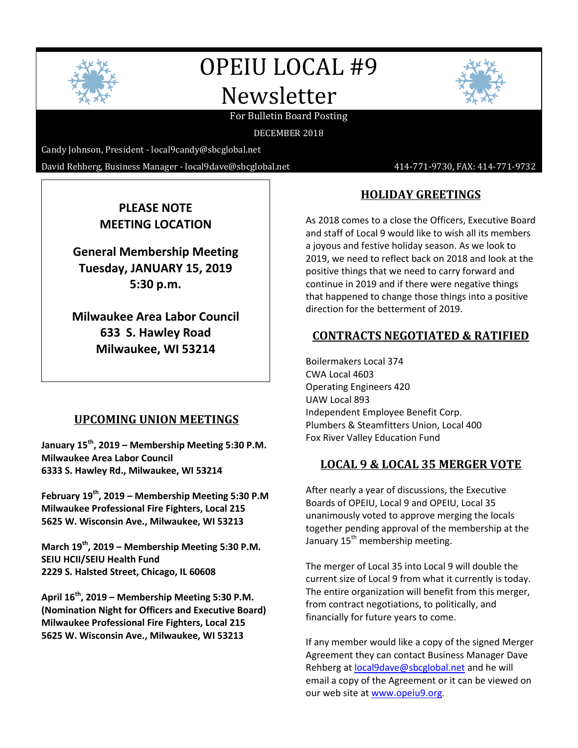# OPEIU LOCAL #9 Newsletter

For Bulletin Board Posting

DECEMBER 2018

Candy Johnson, President - local9candy@sbcglobal.net

David Rehberg, Business Manager - local9dave@sbcglobal.net 414-771-9730, FAX: 414-771-9732

**PLEASE NOTE MEETING LOCATION**

**General Membership Meeting**
**Tuesday, JANUARY 15, 2019**
**5:30 p.m.**

**Milwaukee Area Labor Council**
**633 S. Hawley Road**
**Milwaukee, WI 53214**

## UPCOMING UNION MEETINGS

**January 15th, 2019 – Membership Meeting 5:30 P.M.**
**Milwaukee Area Labor Council**
**6333 S. Hawley Rd., Milwaukee, WI 53214**

**February 19th, 2019 – Membership Meeting 5:30 P.M**
**Milwaukee Professional Fire Fighters, Local 215**
**5625 W. Wisconsin Ave., Milwaukee, WI 53213**

**March 19th, 2019 – Membership Meeting 5:30 P.M.**
**SEIU HCII/SEIU Health Fund**
**2229 S. Halsted Street, Chicago, IL 60608**

**April 16th, 2019 – Membership Meeting 5:30 P.M.**
**(Nomination Night for Officers and Executive Board)**
**Milwaukee Professional Fire Fighters, Local 215**
**5625 W. Wisconsin Ave., Milwaukee, WI 53213**

## HOLIDAY GREETINGS

As 2018 comes to a close the Officers, Executive Board and staff of Local 9 would like to wish all its members a joyous and festive holiday season. As we look to 2019, we need to reflect back on 2018 and look at the positive things that we need to carry forward and continue in 2019 and if there were negative things that happened to change those things into a positive direction for the betterment of 2019.

## CONTRACTS NEGOTIATED & RATIFIED

Boilermakers Local 374
CWA Local 4603
Operating Engineers 420
UAW Local 893
Independent Employee Benefit Corp.
Plumbers & Steamfitters Union, Local 400
Fox River Valley Education Fund

## LOCAL 9 & LOCAL 35 MERGER VOTE

After nearly a year of discussions, the Executive Boards of OPEIU, Local 9 and OPEIU, Local 35 unanimously voted to approve merging the locals together pending approval of the membership at the January 15th membership meeting.

The merger of Local 35 into Local 9 will double the current size of Local 9 from what it currently is today. The entire organization will benefit from this merger, from contract negotiations, to politically, and financially for future years to come.

If any member would like a copy of the signed Merger Agreement they can contact Business Manager Dave Rehberg at local9dave@sbcglobal.net and he will email a copy of the Agreement or it can be viewed on our web site at www.opeiu9.org.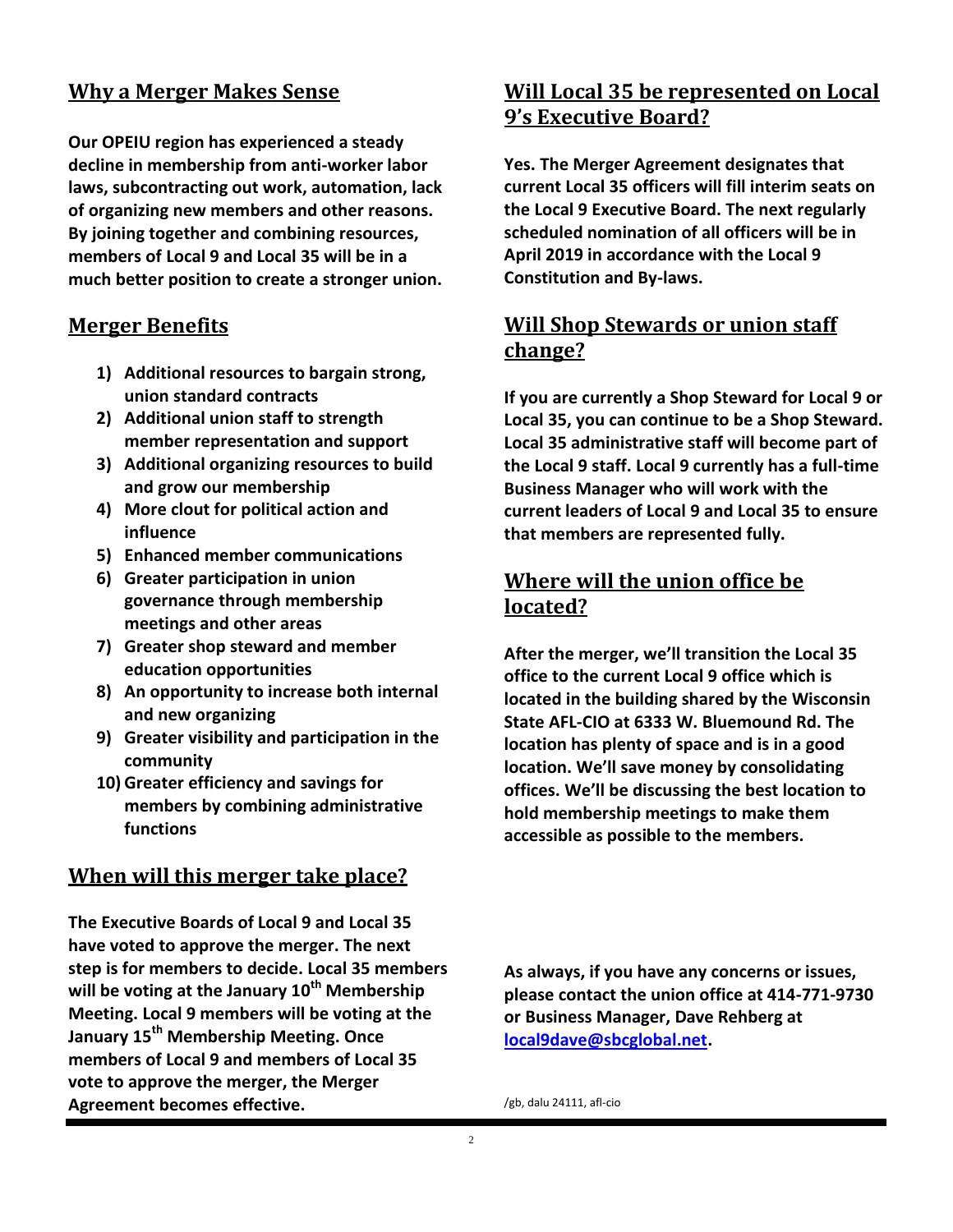## Why a Merger Makes Sense

**Our OPEIU region has experienced a steady decline in membership from anti-worker labor laws, subcontracting out work, automation, lack of organizing new members and other reasons. By joining together and combining resources, members of Local 9 and Local 35 will be in a much better position to create a stronger union.**

## Merger Benefits

1) **Additional resources to bargain strong, union standard contracts**
2) **Additional union staff to strength member representation and support**
3) **Additional organizing resources to build and grow our membership**
4) **More clout for political action and influence**
5) **Enhanced member communications**
6) **Greater participation in union governance through membership meetings and other areas**
7) **Greater shop steward and member education opportunities**
8) **An opportunity to increase both internal and new organizing**
9) **Greater visibility and participation in the community**
10) **Greater efficiency and savings for members by combining administrative functions**

## When will this merger take place?

**The Executive Boards of Local 9 and Local 35 have voted to approve the merger. The next step is for members to decide. Local 35 members will be voting at the January 10th Membership Meeting. Local 9 members will be voting at the January 15th Membership Meeting. Once members of Local 9 and members of Local 35 vote to approve the merger, the Merger Agreement becomes effective.**

## Will Local 35 be represented on Local 9's Executive Board?

**Yes. The Merger Agreement designates that current Local 35 officers will fill interim seats on the Local 9 Executive Board. The next regularly scheduled nomination of all officers will be in April 2019 in accordance with the Local 9 Constitution and By-laws.**

## Will Shop Stewards or union staff change?

**If you are currently a Shop Steward for Local 9 or Local 35, you can continue to be a Shop Steward. Local 35 administrative staff will become part of the Local 9 staff. Local 9 currently has a full-time Business Manager who will work with the current leaders of Local 9 and Local 35 to ensure that members are represented fully.**

## Where will the union office be located?

**After the merger, we'll transition the Local 35 office to the current Local 9 office which is located in the building shared by the Wisconsin State AFL-CIO at 6333 W. Bluemound Rd. The location has plenty of space and is in a good location. We'll save money by consolidating offices. We'll be discussing the best location to hold membership meetings to make them accessible as possible to the members.**

**As always, if you have any concerns or issues, please contact the union office at 414-771-9730 or Business Manager, Dave Rehberg at local9dave@sbcglobal.net.**

/gb, dalu 24111, afl-cio